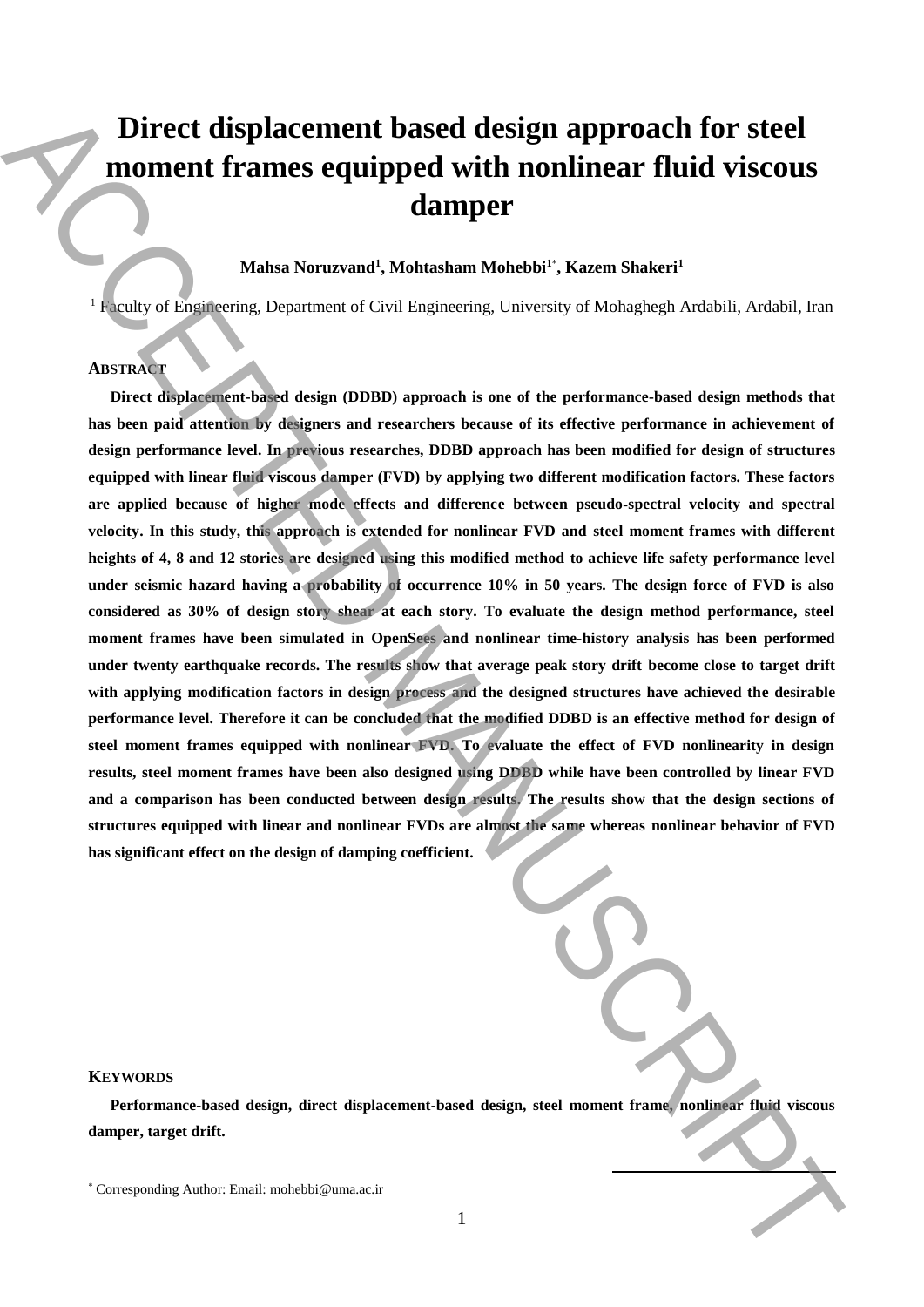# Direct displacement based design approach for steel moment frames equipped with nonlinear fluid viscous damper

**Mahsa Noruzvand[1], Mohtasham Mohebbi[1*], Kazem Shakeri[1]**

[1] Faculty of Engineering, Department of Civil Engineering, University of Mohaghegh Ardabili, Ardabil, Iran

## ABSTRACT

**Direct displacement-based design (DDBD) approach is one of the performance-based design methods that has been paid attention by designers and researchers because of its effective performance in achievement of design performance level. In previous researches, DDBD approach has been modified for design of structures equipped with linear fluid viscous damper (FVD) by applying two different modification factors. These factors are applied because of higher mode effects and difference between pseudo-spectral velocity and spectral velocity. In this study, this approach is extended for nonlinear FVD and steel moment frames with different heights of 4, 8 and 12 stories are designed using this modified method to achieve life safety performance level under seismic hazard having a probability of occurrence 10% in 50 years. The design force of FVD is also considered as 30% of design story shear at each story. To evaluate the design method performance, steel moment frames have been simulated in OpenSees and nonlinear time-history analysis has been performed under twenty earthquake records. The results show that average peak story drift become close to target drift with applying modification factors in design process and the designed structures have achieved the desirable performance level. Therefore it can be concluded that the modified DDBD is an effective method for design of steel moment frames equipped with nonlinear FVD. To evaluate the effect of FVD nonlinearity in design results, steel moment frames have been also designed using DDBD while have been controlled by linear FVD and a comparison has been conducted between design results. The results show that the design sections of structures equipped with linear and nonlinear FVDs are almost the same whereas nonlinear behavior of FVD has significant effect on the design of damping coefficient.**

## KEYWORDS

**Performance-based design, direct displacement-based design, steel moment frame, nonlinear fluid viscous damper, target drift.**

[*] Corresponding Author: Email: mohebbi@uma.ac.ir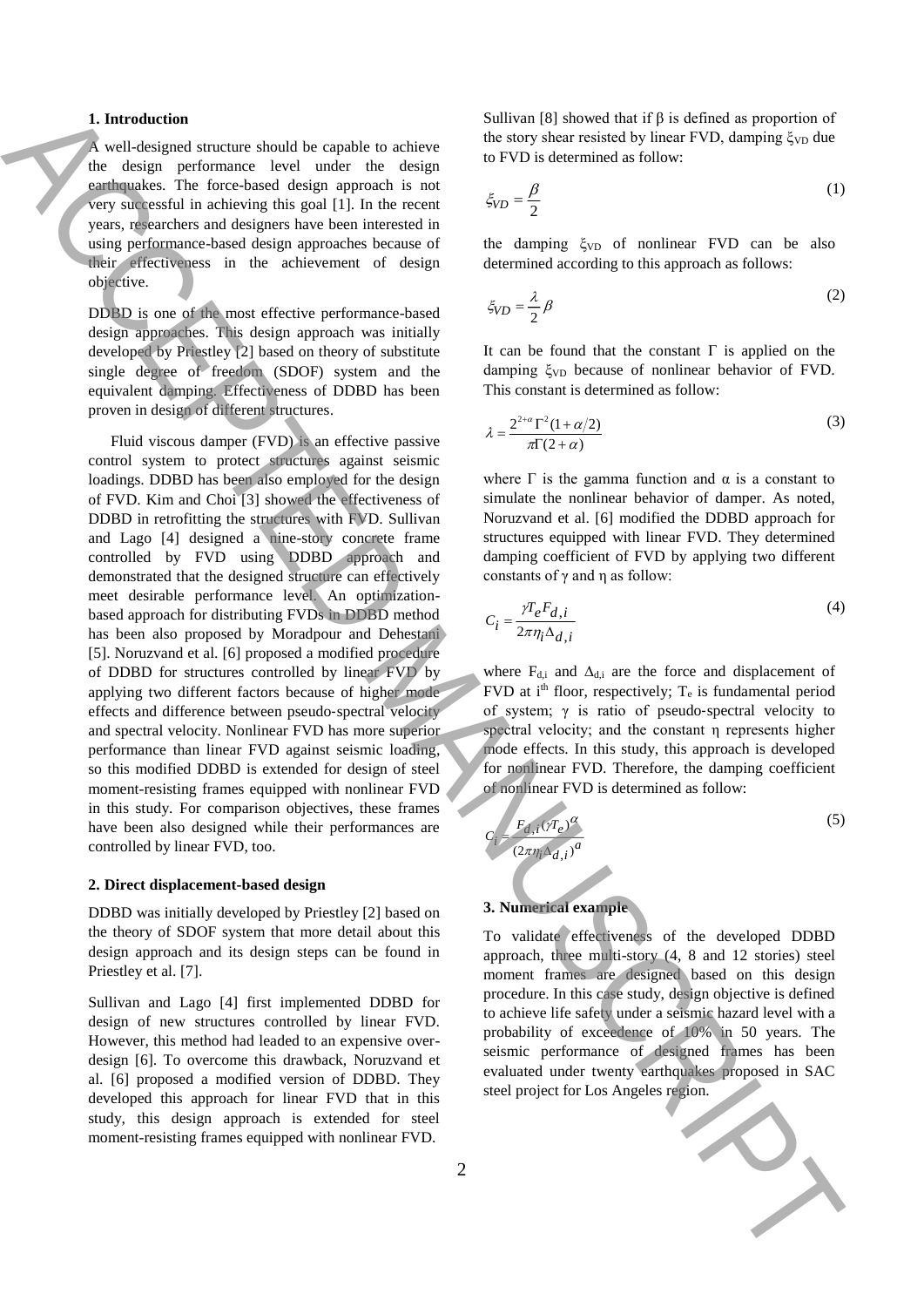## 1. Introduction

A well-designed structure should be capable to achieve the design performance level under the design earthquakes. The force-based design approach is not very successful in achieving this goal [1]. In the recent years, researchers and designers have been interested in using performance-based design approaches because of their effectiveness in the achievement of design objective.

DDBD is one of the most effective performance-based design approaches. This design approach was initially developed by Priestley [2] based on theory of substitute single degree of freedom (SDOF) system and the equivalent damping. Effectiveness of DDBD has been proven in design of different structures.

Fluid viscous damper (FVD) is an effective passive control system to protect structures against seismic loadings. DDBD has been also employed for the design of FVD. Kim and Choi [3] showed the effectiveness of DDBD in retrofitting the structures with FVD. Sullivan and Lago [4] designed a nine-story concrete frame controlled by FVD using DDBD approach and demonstrated that the designed structure can effectively meet desirable performance level. An optimization-based approach for distributing FVDs in DDBD method has been also proposed by Moradpour and Dehestani [5]. Noruzvand et al. [6] proposed a modified procedure of DDBD for structures controlled by linear FVD by applying two different factors because of higher mode effects and difference between pseudo-spectral velocity and spectral velocity. Nonlinear FVD has more superior performance than linear FVD against seismic loading, so this modified DDBD is extended for design of steel moment-resisting frames equipped with nonlinear FVD in this study. For comparison objectives, these frames have been also designed while their performances are controlled by linear FVD, too.

## 2. Direct displacement-based design

DDBD was initially developed by Priestley [2] based on the theory of SDOF system that more detail about this design approach and its design steps can be found in Priestley et al. [7].

Sullivan and Lago [4] first implemented DDBD for design of new structures controlled by linear FVD. However, this method had leaded to an expensive over-design [6]. To overcome this drawback, Noruzvand et al. [6] proposed a modified version of DDBD. They developed this approach for linear FVD that in this study, this design approach is extended for steel moment-resisting frames equipped with nonlinear FVD.

Sullivan [8] showed that if β is defined as proportion of the story shear resisted by linear FVD, damping $\xi_{VD}$ due to FVD is determined as follow:

$$\xi_{VD} = \frac{\beta}{2} \tag{1}$$

the damping $\xi_{VD}$ of nonlinear FVD can be also determined according to this approach as follows:

$$\xi_{VD} = \frac{\lambda}{2}\beta \tag{2}$$

It can be found that the constant Γ is applied on the damping $\xi_{VD}$ because of nonlinear behavior of FVD. This constant is determined as follow:

$$\lambda = \frac{2^{2+\alpha}\Gamma^2(1+\alpha/2)}{\pi\Gamma(2+\alpha)} \tag{3}$$

where Γ is the gamma function and α is a constant to simulate the nonlinear behavior of damper. As noted, Noruzvand et al. [6] modified the DDBD approach for structures equipped with linear FVD. They determined damping coefficient of FVD by applying two different constants of γ and η as follow:

$$C_i = \frac{\gamma T_e F_{d,i}}{2\pi\eta_i\Delta_{d,i}} \tag{4}$$

where $F_{d,i}$ and $\Delta_{d,i}$ are the force and displacement of FVD at i[th] floor, respectively; $T_e$ is fundamental period of system; γ is ratio of pseudo-spectral velocity to spectral velocity; and the constant η represents higher mode effects. In this study, this approach is developed for nonlinear FVD. Therefore, the damping coefficient of nonlinear FVD is determined as follow:

$$C_i = \frac{F_{d,i}(\gamma T_e)^{\alpha}}{(2\pi\eta_i\Delta_{d,i})^{a}} \tag{5}$$

## 3. Numerical example

To validate effectiveness of the developed DDBD approach, three multi-story (4, 8 and 12 stories) steel moment frames are designed based on this design procedure. In this case study, design objective is defined to achieve life safety under a seismic hazard level with a probability of exceedence of 10% in 50 years. The seismic performance of designed frames has been evaluated under twenty earthquakes proposed in SAC steel project for Los Angeles region.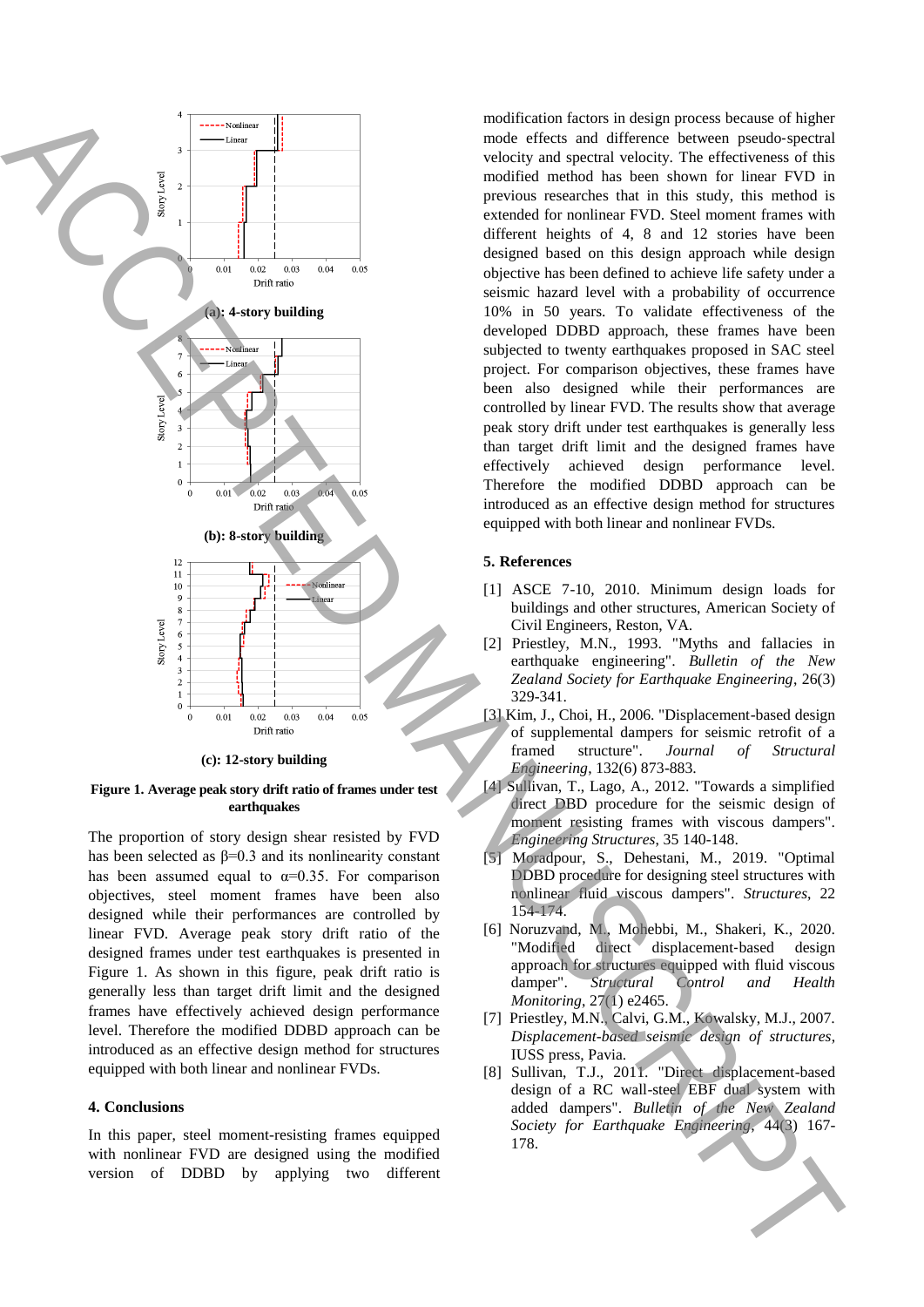4

3

2

1

0

0 0.01 0.02 0.03 0.04 0.05

Drift ratio

Story Level

Nonlinear

Linear

**(a): 4-story building**

8

7

6

5

4

3

2

1

0

0 0.01 0.02 0.03 0.04 0.05

Drift ratio

Story Level

Nonlinear

Linear

**(b): 8-story building**

12

11

10

9

8

7

6

5

4

3

2

1

0

0 0.01 0.02 0.03 0.04 0.05

Drift ratio

Story Level

Nonlinear

Linear

**(c): 12-story building**

**Figure 1. Average peak story drift ratio of frames under test earthquakes**

The proportion of story design shear resisted by FVD has been selected as β=0.3 and its nonlinearity constant has been assumed equal to α=0.35. For comparison objectives, steel moment frames have been also designed while their performances are controlled by linear FVD. Average peak story drift ratio of the designed frames under test earthquakes is presented in Figure 1. As shown in this figure, peak drift ratio is generally less than target drift limit and the designed frames have effectively achieved design performance level. Therefore the modified DDBD approach can be introduced as an effective design method for structures equipped with both linear and nonlinear FVDs.

## 4. Conclusions

In this paper, steel moment-resisting frames equipped with nonlinear FVD are designed using the modified version of DDBD by applying two different modification factors in design process because of higher mode effects and difference between pseudo-spectral velocity and spectral velocity. The effectiveness of this modified method has been shown for linear FVD in previous researches that in this study, this method is extended for nonlinear FVD. Steel moment frames with different heights of 4, 8 and 12 stories have been designed based on this design approach while design objective has been defined to achieve life safety under a seismic hazard level with a probability of occurrence 10% in 50 years. To validate effectiveness of the developed DDBD approach, these frames have been subjected to twenty earthquakes proposed in SAC steel project. For comparison objectives, these frames have been also designed while their performances are controlled by linear FVD. The results show that average peak story drift under test earthquakes is generally less than target drift limit and the designed frames have effectively achieved design performance level. Therefore the modified DDBD approach can be introduced as an effective design method for structures equipped with both linear and nonlinear FVDs.

## 5. References

[1] ASCE 7-10, 2010. Minimum design loads for buildings and other structures, American Society of Civil Engineers, Reston, VA.

[2] Priestley, M.N., 1993. "Myths and fallacies in earthquake engineering". *Bulletin of the New Zealand Society for Earthquake Engineering*, 26(3) 329-341.

[3] Kim, J., Choi, H., 2006. "Displacement-based design of supplemental dampers for seismic retrofit of a framed structure". *Journal of Structural Engineering*, 132(6) 873-883.

[4] Sullivan, T., Lago, A., 2012. "Towards a simplified direct DBD procedure for the seismic design of moment resisting frames with viscous dampers". *Engineering Structures*, 35 140-148.

[5] Moradpour, S., Dehestani, M., 2019. "Optimal DDBD procedure for designing steel structures with nonlinear fluid viscous dampers". *Structures*, 22 154-174.

[6] Noruzvand, M., Mohebbi, M., Shakeri, K., 2020. "Modified direct displacement-based design approach for structures equipped with fluid viscous damper". *Structural Control and Health Monitoring*, 27(1) e2465.

[7] Priestley, M.N., Calvi, G.M., Kowalsky, M.J., 2007. *Displacement-based seismic design of structures*, IUSS press, Pavia.

[8] Sullivan, T.J., 2011. "Direct displacement-based design of a RC wall-steel EBF dual system with added dampers". *Bulletin of the New Zealand Society for Earthquake Engineering*, 44(3) 167-178.